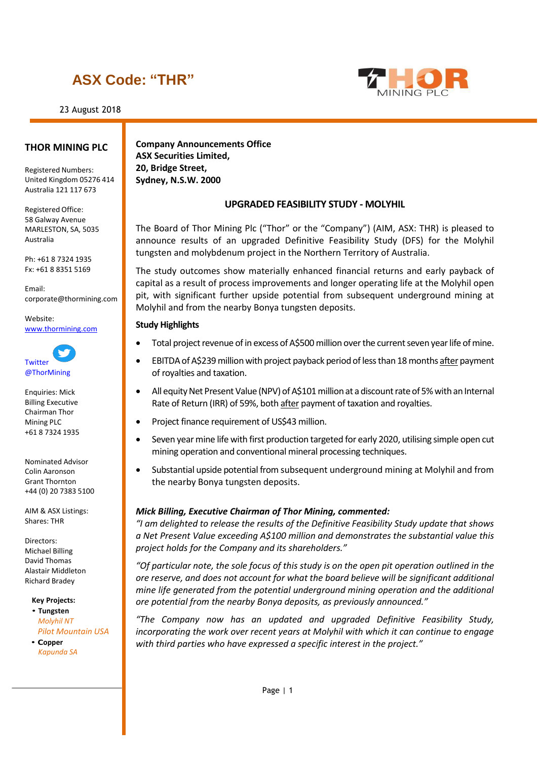# ASX Code: "THR"

23 August 2018

**THOR MINING PLC**

Registered Numbers:
United Kingdom 05276 414
Australia 121 117 673

Registered Office:
58 Galway Avenue
MARLESTON, SA, 5035
Australia

Ph: +61 8 7324 1935
Fx: +61 8 8351 5169

Email:
corporate@thormining.com

Website:
www.thormining.com

Twitter
@ThorMining

Enquiries: Mick Billing Executive Chairman Thor Mining PLC
+61 8 7324 1935

Nominated Advisor
Colin Aaronson
Grant Thornton
+44 (0) 20 7383 5100

AIM & ASX Listings:
Shares: THR

Directors:
Michael Billing
David Thomas
Alastair Middleton
Richard Bradey

**Key Projects:**

- **Tungsten**
  - *Molyhil NT*
  - *Pilot Mountain USA*
- **Copper**
  - *Kapunda SA*

**Company Announcements Office**
**ASX Securities Limited,**
**20, Bridge Street,**
**Sydney, N.S.W. 2000**

## UPGRADED FEASIBILITY STUDY - MOLYHIL

The Board of Thor Mining Plc ("Thor" or the "Company") (AIM, ASX: THR) is pleased to announce results of an upgraded Definitive Feasibility Study (DFS) for the Molyhil tungsten and molybdenum project in the Northern Territory of Australia.

The study outcomes show materially enhanced financial returns and early payback of capital as a result of process improvements and longer operating life at the Molyhil open pit, with significant further upside potential from subsequent underground mining at Molyhil and from the nearby Bonya tungsten deposits.

### Study Highlights

- Total project revenue of in excess of A$500 million over the current seven year life of mine.
- EBITDA of A$239 million with project payback period of less than 18 months after payment of royalties and taxation.
- All equity Net Present Value (NPV) of A$101 million at a discount rate of 5% with an Internal Rate of Return (IRR) of 59%, both after payment of taxation and royalties.
- Project finance requirement of US$43 million.
- Seven year mine life with first production targeted for early 2020, utilising simple open cut mining operation and conventional mineral processing techniques.
- Substantial upside potential from subsequent underground mining at Molyhil and from the nearby Bonya tungsten deposits.

***Mick Billing, Executive Chairman of Thor Mining, commented:***

*"I am delighted to release the results of the Definitive Feasibility Study update that shows a Net Present Value exceeding A$100 million and demonstrates the substantial value this project holds for the Company and its shareholders."*

*"Of particular note, the sole focus of this study is on the open pit operation outlined in the ore reserve, and does not account for what the board believe will be significant additional mine life generated from the potential underground mining operation and the additional ore potential from the nearby Bonya deposits, as previously announced."*

*"The Company now has an updated and upgraded Definitive Feasibility Study, incorporating the work over recent years at Molyhil with which it can continue to engage with third parties who have expressed a specific interest in the project."*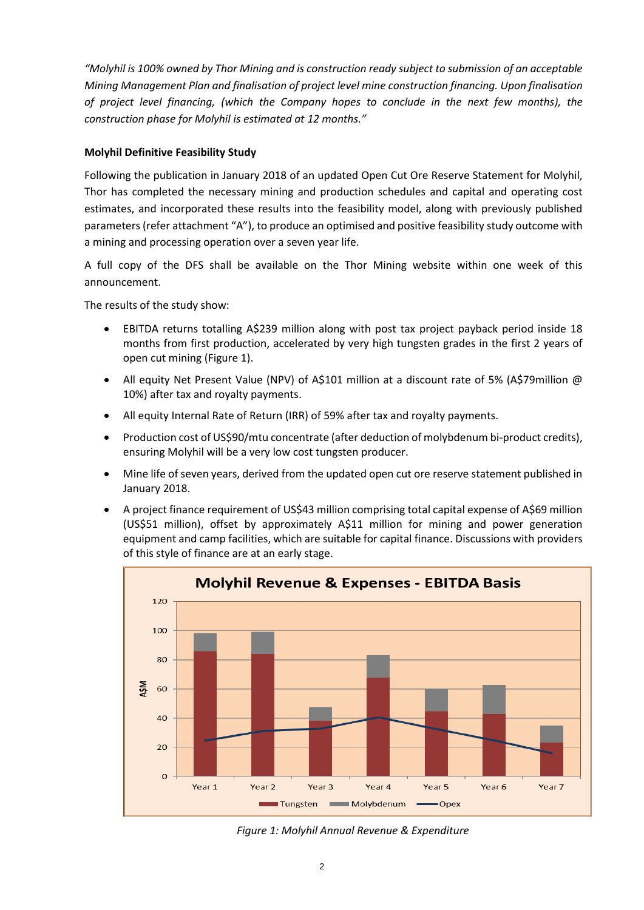*"Molyhil is 100% owned by Thor Mining and is construction ready subject to submission of an acceptable Mining Management Plan and finalisation of project level mine construction financing. Upon finalisation of project level financing, (which the Company hopes to conclude in the next few months), the construction phase for Molyhil is estimated at 12 months."*

**Molyhil Definitive Feasibility Study**

Following the publication in January 2018 of an updated Open Cut Ore Reserve Statement for Molyhil, Thor has completed the necessary mining and production schedules and capital and operating cost estimates, and incorporated these results into the feasibility model, along with previously published parameters (refer attachment "A"), to produce an optimised and positive feasibility study outcome with a mining and processing operation over a seven year life.

A full copy of the DFS shall be available on the Thor Mining website within one week of this announcement.

The results of the study show:

- EBITDA returns totalling A$239 million along with post tax project payback period inside 18 months from first production, accelerated by very high tungsten grades in the first 2 years of open cut mining (Figure 1).
- All equity Net Present Value (NPV) of A$101 million at a discount rate of 5% (A$79million @ 10%) after tax and royalty payments.
- All equity Internal Rate of Return (IRR) of 59% after tax and royalty payments.
- Production cost of US$90/mtu concentrate (after deduction of molybdenum bi-product credits), ensuring Molyhil will be a very low cost tungsten producer.
- Mine life of seven years, derived from the updated open cut ore reserve statement published in January 2018.
- A project finance requirement of US$43 million comprising total capital expense of A$69 million (US$51 million), offset by approximately A$11 million for mining and power generation equipment and camp facilities, which are suitable for capital finance. Discussions with providers of this style of finance are at an early stage.

**Molyhil Revenue & Expenses - EBITDA Basis**

Figure 1: Molyhil Annual Revenue & Expenditure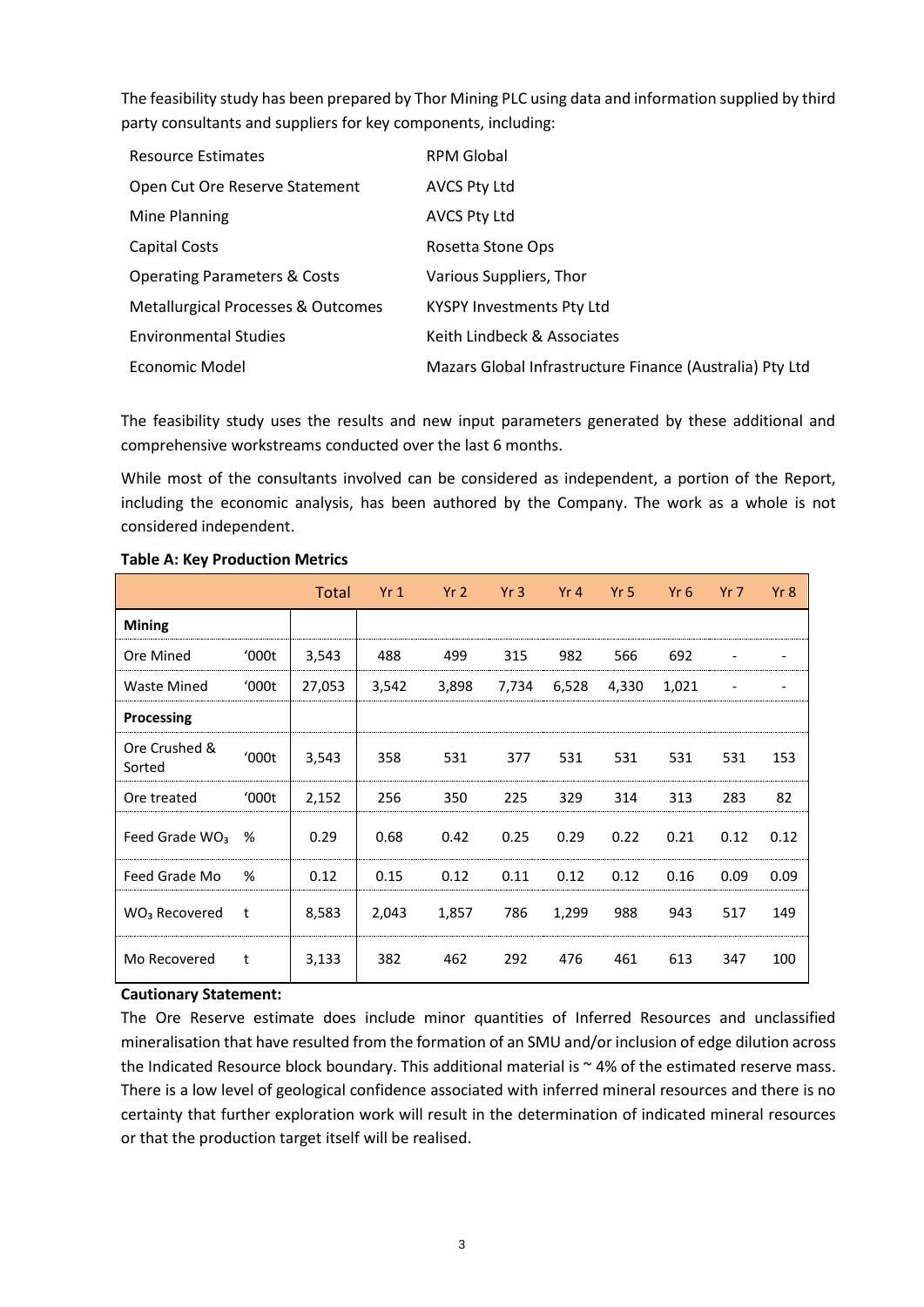The feasibility study has been prepared by Thor Mining PLC using data and information supplied by third party consultants and suppliers for key components, including:

| | |
|---|---|
| Resource Estimates | RPM Global |
| Open Cut Ore Reserve Statement | AVCS Pty Ltd |
| Mine Planning | AVCS Pty Ltd |
| Capital Costs | Rosetta Stone Ops |
| Operating Parameters & Costs | Various Suppliers, Thor |
| Metallurgical Processes & Outcomes | KYSPY Investments Pty Ltd |
| Environmental Studies | Keith Lindbeck & Associates |
| Economic Model | Mazars Global Infrastructure Finance (Australia) Pty Ltd |

The feasibility study uses the results and new input parameters generated by these additional and comprehensive workstreams conducted over the last 6 months.

While most of the consultants involved can be considered as independent, a portion of the Report, including the economic analysis, has been authored by the Company. The work as a whole is not considered independent.

**Table A: Key Production Metrics**

| | | Total | Yr 1 | Yr 2 | Yr 3 | Yr 4 | Yr 5 | Yr 6 | Yr 7 | Yr 8 |
|---|---|---|---|---|---|---|---|---|---|---|
| **Mining** | | | | | | | | | | |
| Ore Mined | '000t | 3,543 | 488 | 499 | 315 | 982 | 566 | 692 | - | - |
| Waste Mined | '000t | 27,053 | 3,542 | 3,898 | 7,734 | 6,528 | 4,330 | 1,021 | - | - |
| **Processing** | | | | | | | | | | |
| Ore Crushed & Sorted | '000t | 3,543 | 358 | 531 | 377 | 531 | 531 | 531 | 531 | 153 |
| Ore treated | '000t | 2,152 | 256 | 350 | 225 | 329 | 314 | 313 | 283 | 82 |
| Feed Grade $WO_3$ | % | 0.29 | 0.68 | 0.42 | 0.25 | 0.29 | 0.22 | 0.21 | 0.12 | 0.12 |
| Feed Grade Mo | % | 0.12 | 0.15 | 0.12 | 0.11 | 0.12 | 0.12 | 0.16 | 0.09 | 0.09 |
| $WO_3$ Recovered | t | 8,583 | 2,043 | 1,857 | 786 | 1,299 | 988 | 943 | 517 | 149 |
| Mo Recovered | t | 3,133 | 382 | 462 | 292 | 476 | 461 | 613 | 347 | 100 |

**Cautionary Statement:**

The Ore Reserve estimate does include minor quantities of Inferred Resources and unclassified mineralisation that have resulted from the formation of an SMU and/or inclusion of edge dilution across the Indicated Resource block boundary. This additional material is ~ 4% of the estimated reserve mass. There is a low level of geological confidence associated with inferred mineral resources and there is no certainty that further exploration work will result in the determination of indicated mineral resources or that the production target itself will be realised.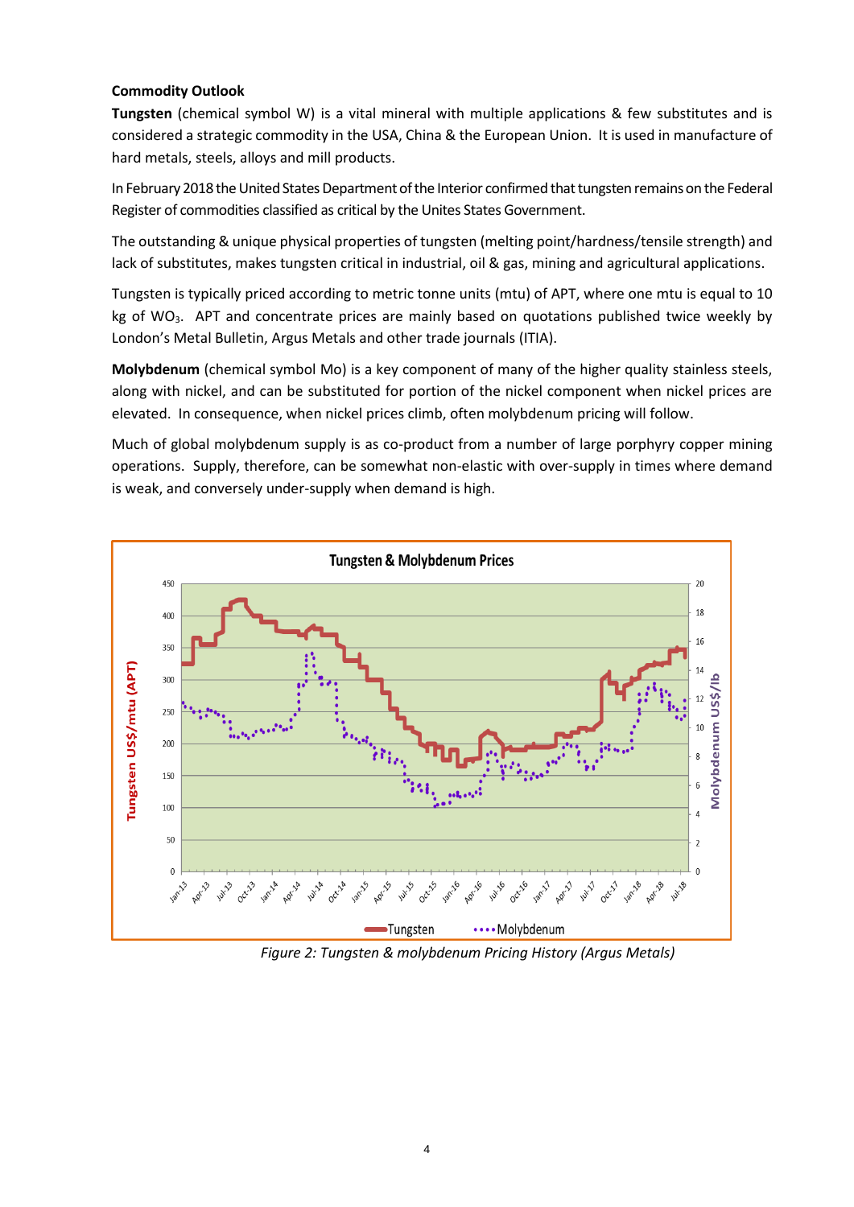**Commodity Outlook**

**Tungsten** (chemical symbol W) is a vital mineral with multiple applications & few substitutes and is considered a strategic commodity in the USA, China & the European Union. It is used in manufacture of hard metals, steels, alloys and mill products.

In February 2018 the United States Department of the Interior confirmed that tungsten remains on the Federal Register of commodities classified as critical by the Unites States Government.

The outstanding & unique physical properties of tungsten (melting point/hardness/tensile strength) and lack of substitutes, makes tungsten critical in industrial, oil & gas, mining and agricultural applications.

Tungsten is typically priced according to metric tonne units (mtu) of APT, where one mtu is equal to 10 kg of $WO_3$. APT and concentrate prices are mainly based on quotations published twice weekly by London's Metal Bulletin, Argus Metals and other trade journals (ITIA).

**Molybdenum** (chemical symbol Mo) is a key component of many of the higher quality stainless steels, along with nickel, and can be substituted for portion of the nickel component when nickel prices are elevated. In consequence, when nickel prices climb, often molybdenum pricing will follow.

Much of global molybdenum supply is as co-product from a number of large porphyry copper mining operations. Supply, therefore, can be somewhat non-elastic with over-supply in times where demand is weak, and conversely under-supply when demand is high.

*Figure 2: Tungsten & molybdenum Pricing History (Argus Metals)*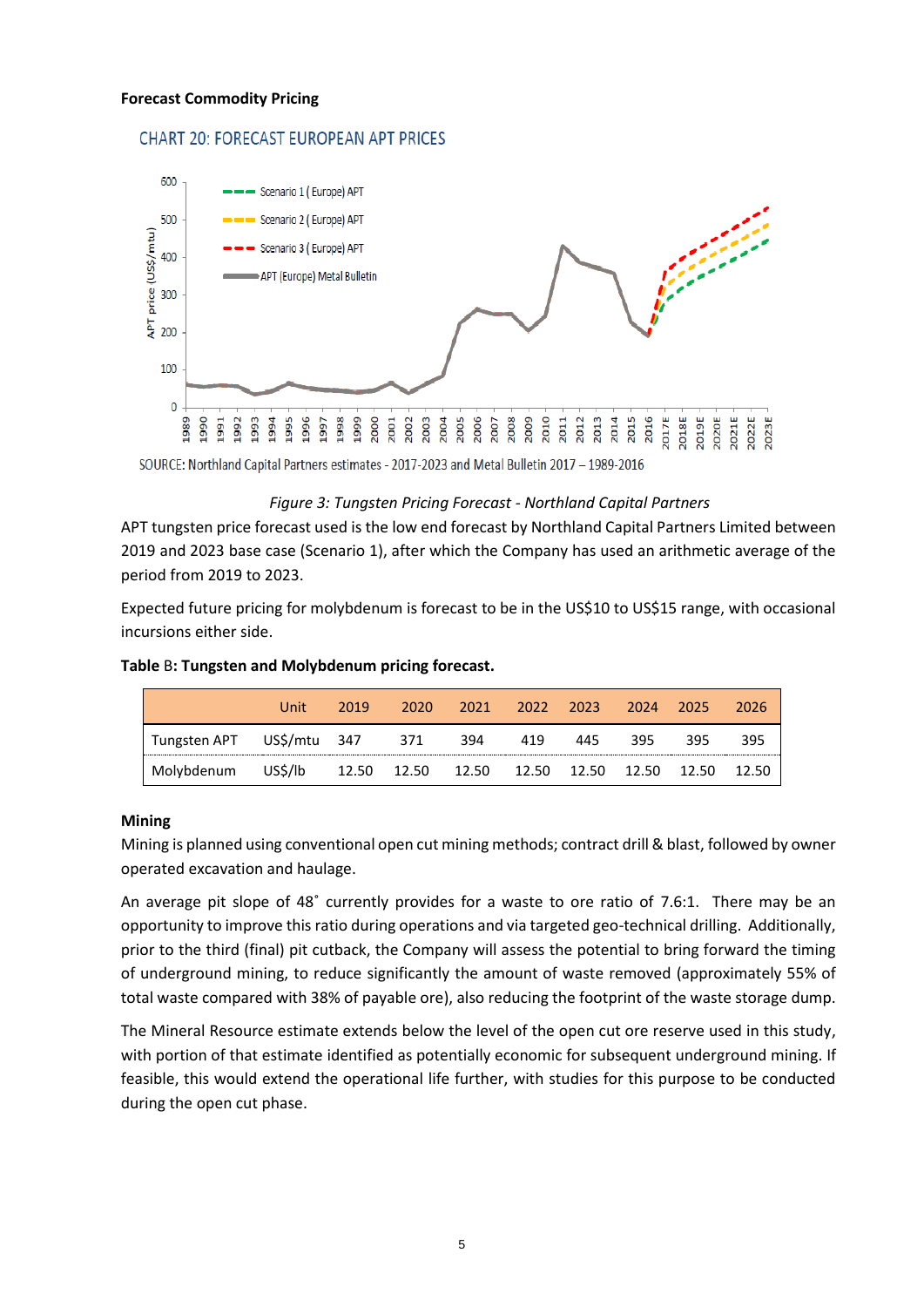**Forecast Commodity Pricing**

CHART 20: FORECAST EUROPEAN APT PRICES

SOURCE: Northland Capital Partners estimates - 2017-2023 and Metal Bulletin 2017 – 1989-2016

*Figure 3: Tungsten Pricing Forecast - Northland Capital Partners*

APT tungsten price forecast used is the low end forecast by Northland Capital Partners Limited between 2019 and 2023 base case (Scenario 1), after which the Company has used an arithmetic average of the period from 2019 to 2023.

Expected future pricing for molybdenum is forecast to be in the US$10 to US$15 range, with occasional incursions either side.

**Table** B**: Tungsten and Molybdenum pricing forecast.**

| | Unit | 2019 | 2020 | 2021 | 2022 | 2023 | 2024 | 2025 | 2026 |
|---|---|---|---|---|---|---|---|---|---|
| Tungsten APT | US$/mtu | 347 | 371 | 394 | 419 | 445 | 395 | 395 | 395 |
| Molybdenum | US$/lb | 12.50 | 12.50 | 12.50 | 12.50 | 12.50 | 12.50 | 12.50 | 12.50 |

**Mining**

Mining is planned using conventional open cut mining methods; contract drill & blast, followed by owner operated excavation and haulage.

An average pit slope of 48˚ currently provides for a waste to ore ratio of 7.6:1. There may be an opportunity to improve this ratio during operations and via targeted geo-technical drilling. Additionally, prior to the third (final) pit cutback, the Company will assess the potential to bring forward the timing of underground mining, to reduce significantly the amount of waste removed (approximately 55% of total waste compared with 38% of payable ore), also reducing the footprint of the waste storage dump.

The Mineral Resource estimate extends below the level of the open cut ore reserve used in this study, with portion of that estimate identified as potentially economic for subsequent underground mining. If feasible, this would extend the operational life further, with studies for this purpose to be conducted during the open cut phase.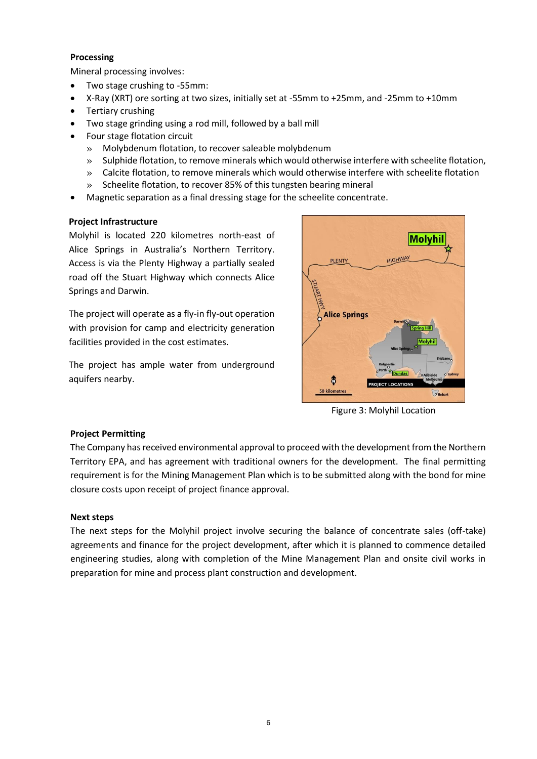**Processing**

Mineral processing involves:

- Two stage crushing to -55mm:
- X-Ray (XRT) ore sorting at two sizes, initially set at -55mm to +25mm, and -25mm to +10mm
- Tertiary crushing
- Two stage grinding using a rod mill, followed by a ball mill
- Four stage flotation circuit
  - » Molybdenum flotation, to recover saleable molybdenum
  - » Sulphide flotation, to remove minerals which would otherwise interfere with scheelite flotation,
  - » Calcite flotation, to remove minerals which would otherwise interfere with scheelite flotation
  - » Scheelite flotation, to recover 85% of this tungsten bearing mineral
- Magnetic separation as a final dressing stage for the scheelite concentrate.

**Project Infrastructure**

Molyhil is located 220 kilometres north-east of Alice Springs in Australia's Northern Territory. Access is via the Plenty Highway a partially sealed road off the Stuart Highway which connects Alice Springs and Darwin.

The project will operate as a fly-in fly-out operation with provision for camp and electricity generation facilities provided in the cost estimates.

The project has ample water from underground aquifers nearby.

Figure 3: Molyhil Location

**Project Permitting**

The Company has received environmental approval to proceed with the development from the Northern Territory EPA, and has agreement with traditional owners for the development. The final permitting requirement is for the Mining Management Plan which is to be submitted along with the bond for mine closure costs upon receipt of project finance approval.

**Next steps**

The next steps for the Molyhil project involve securing the balance of concentrate sales (off-take) agreements and finance for the project development, after which it is planned to commence detailed engineering studies, along with completion of the Mine Management Plan and onsite civil works in preparation for mine and process plant construction and development.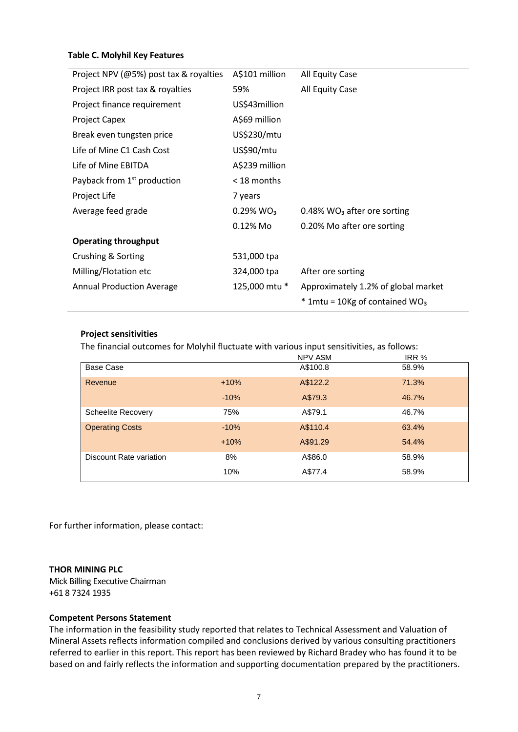**Table C. Molyhil Key Features**

| | | |
|---|---|---|
| Project NPV (@5%) post tax & royalties | A$101 million | All Equity Case |
| Project IRR post tax & royalties | 59% | All Equity Case |
| Project finance requirement | US$43million | |
| Project Capex | A$69 million | |
| Break even tungsten price | US$230/mtu | |
| Life of Mine C1 Cash Cost | US$90/mtu | |
| Life of Mine EBITDA | A$239 million | |
| Payback from 1st production | < 18 months | |
| Project Life | 7 years | |
| Average feed grade | 0.29% $WO_3$ | 0.48% $WO_3$ after ore sorting |
| | 0.12% Mo | 0.20% Mo after ore sorting |
| **Operating throughput** | | |
| Crushing & Sorting | 531,000 tpa | |
| Milling/Flotation etc | 324,000 tpa | After ore sorting |
| Annual Production Average | 125,000 mtu * | Approximately 1.2% of global market |
| | | * 1mtu = 10Kg of contained $WO_3$ |

**Project sensitivities**

The financial outcomes for Molyhil fluctuate with various input sensitivities, as follows:

| | | NPV A$M | IRR % |
|---|---|---|---|
| Base Case | | A$100.8 | 58.9% |
| Revenue | +10% | A$122.2 | 71.3% |
| | -10% | A$79.3 | 46.7% |
| Scheelite Recovery | 75% | A$79.1 | 46.7% |
| Operating Costs | -10% | A$110.4 | 63.4% |
| | +10% | A$91.29 | 54.4% |
| Discount Rate variation | 8% | A$86.0 | 58.9% |
| | 10% | A$77.4 | 58.9% |

For further information, please contact:

**THOR MINING PLC**
Mick Billing Executive Chairman
+61 8 7324 1935

**Competent Persons Statement**

The information in the feasibility study reported that relates to Technical Assessment and Valuation of Mineral Assets reflects information compiled and conclusions derived by various consulting practitioners referred to earlier in this report. This report has been reviewed by Richard Bradey who has found it to be based on and fairly reflects the information and supporting documentation prepared by the practitioners.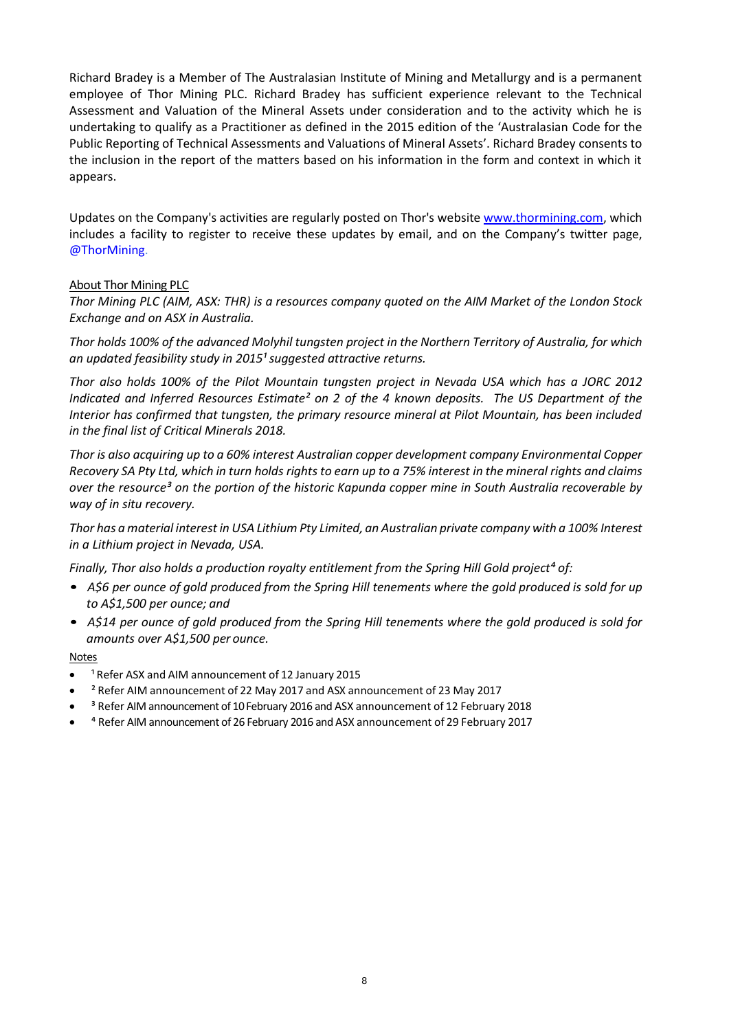Richard Bradey is a Member of The Australasian Institute of Mining and Metallurgy and is a permanent employee of Thor Mining PLC. Richard Bradey has sufficient experience relevant to the Technical Assessment and Valuation of the Mineral Assets under consideration and to the activity which he is undertaking to qualify as a Practitioner as defined in the 2015 edition of the 'Australasian Code for the Public Reporting of Technical Assessments and Valuations of Mineral Assets'. Richard Bradey consents to the inclusion in the report of the matters based on his information in the form and context in which it appears.

Updates on the Company's activities are regularly posted on Thor's website www.thormining.com, which includes a facility to register to receive these updates by email, and on the Company's twitter page, @ThorMining.

About Thor Mining PLC

*Thor Mining PLC (AIM, ASX: THR) is a resources company quoted on the AIM Market of the London Stock Exchange and on ASX in Australia.*

*Thor holds 100% of the advanced Molyhil tungsten project in the Northern Territory of Australia, for which an updated feasibility study in 2015[1] suggested attractive returns.*

*Thor also holds 100% of the Pilot Mountain tungsten project in Nevada USA which has a JORC 2012 Indicated and Inferred Resources Estimate[2] on 2 of the 4 known deposits. The US Department of the Interior has confirmed that tungsten, the primary resource mineral at Pilot Mountain, has been included in the final list of Critical Minerals 2018.*

*Thor is also acquiring up to a 60% interest Australian copper development company Environmental Copper Recovery SA Pty Ltd, which in turn holds rights to earn up to a 75% interest in the mineral rights and claims over the resource[3] on the portion of the historic Kapunda copper mine in South Australia recoverable by way of in situ recovery.*

*Thor has a material interest in USA Lithium Pty Limited, an Australian private company with a 100% Interest in a Lithium project in Nevada, USA.*

*Finally, Thor also holds a production royalty entitlement from the Spring Hill Gold project[4] of:*

- *A$6 per ounce of gold produced from the Spring Hill tenements where the gold produced is sold for up to A$1,500 per ounce; and*
- *A$14 per ounce of gold produced from the Spring Hill tenements where the gold produced is sold for amounts over A$1,500 per ounce.*

Notes

- [1] Refer ASX and AIM announcement of 12 January 2015
- [2] Refer AIM announcement of 22 May 2017 and ASX announcement of 23 May 2017
- [3] Refer AIM announcement of 10 February 2016 and ASX announcement of 12 February 2018
- [4] Refer AIM announcement of 26 February 2016 and ASX announcement of 29 February 2017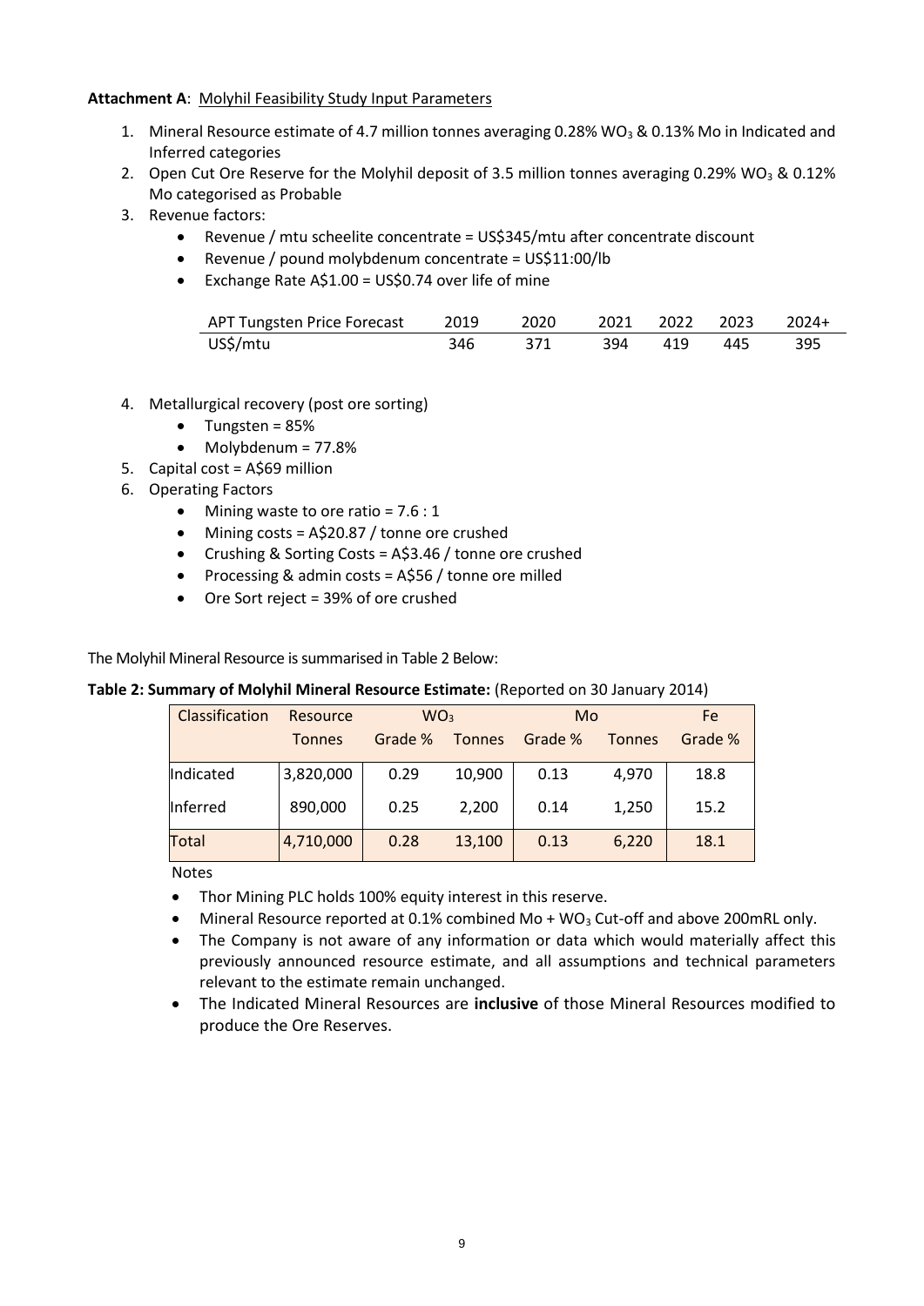**Attachment A**: Molyhil Feasibility Study Input Parameters

1. Mineral Resource estimate of 4.7 million tonnes averaging 0.28% $WO_3$ & 0.13% Mo in Indicated and Inferred categories
2. Open Cut Ore Reserve for the Molyhil deposit of 3.5 million tonnes averaging 0.29% $WO_3$ & 0.12% Mo categorised as Probable
3. Revenue factors:
   - Revenue / mtu scheelite concentrate = US$345/mtu after concentrate discount
   - Revenue / pound molybdenum concentrate = US$11:00/lb
   - Exchange Rate A$1.00 = US$0.74 over life of mine

| APT Tungsten Price Forecast | 2019 | 2020 | 2021 | 2022 | 2023 | 2024+ |
|---|---|---|---|---|---|---|
| US$/mtu | 346 | 371 | 394 | 419 | 445 | 395 |

4. Metallurgical recovery (post ore sorting)
   - Tungsten = 85%
   - Molybdenum = 77.8%
5. Capital cost = A$69 million
6. Operating Factors
   - Mining waste to ore ratio = 7.6 : 1
   - Mining costs = A$20.87 / tonne ore crushed
   - Crushing & Sorting Costs = A$3.46 / tonne ore crushed
   - Processing & admin costs = A$56 / tonne ore milled
   - Ore Sort reject = 39% of ore crushed

The Molyhil Mineral Resource is summarised in Table 2 Below:

**Table 2: Summary of Molyhil Mineral Resource Estimate:** (Reported on 30 January 2014)

| Classification | Resource | $WO_3$ | | Mo | | Fe |
|---|---|---|---|---|---|---|
| | Tonnes | Grade % | Tonnes | Grade % | Tonnes | Grade % |
| Indicated | 3,820,000 | 0.29 | 10,900 | 0.13 | 4,970 | 18.8 |
| Inferred | 890,000 | 0.25 | 2,200 | 0.14 | 1,250 | 15.2 |
| Total | 4,710,000 | 0.28 | 13,100 | 0.13 | 6,220 | 18.1 |

Notes

- Thor Mining PLC holds 100% equity interest in this reserve.
- Mineral Resource reported at 0.1% combined Mo + $WO_3$ Cut-off and above 200mRL only.
- The Company is not aware of any information or data which would materially affect this previously announced resource estimate, and all assumptions and technical parameters relevant to the estimate remain unchanged.
- The Indicated Mineral Resources are **inclusive** of those Mineral Resources modified to produce the Ore Reserves.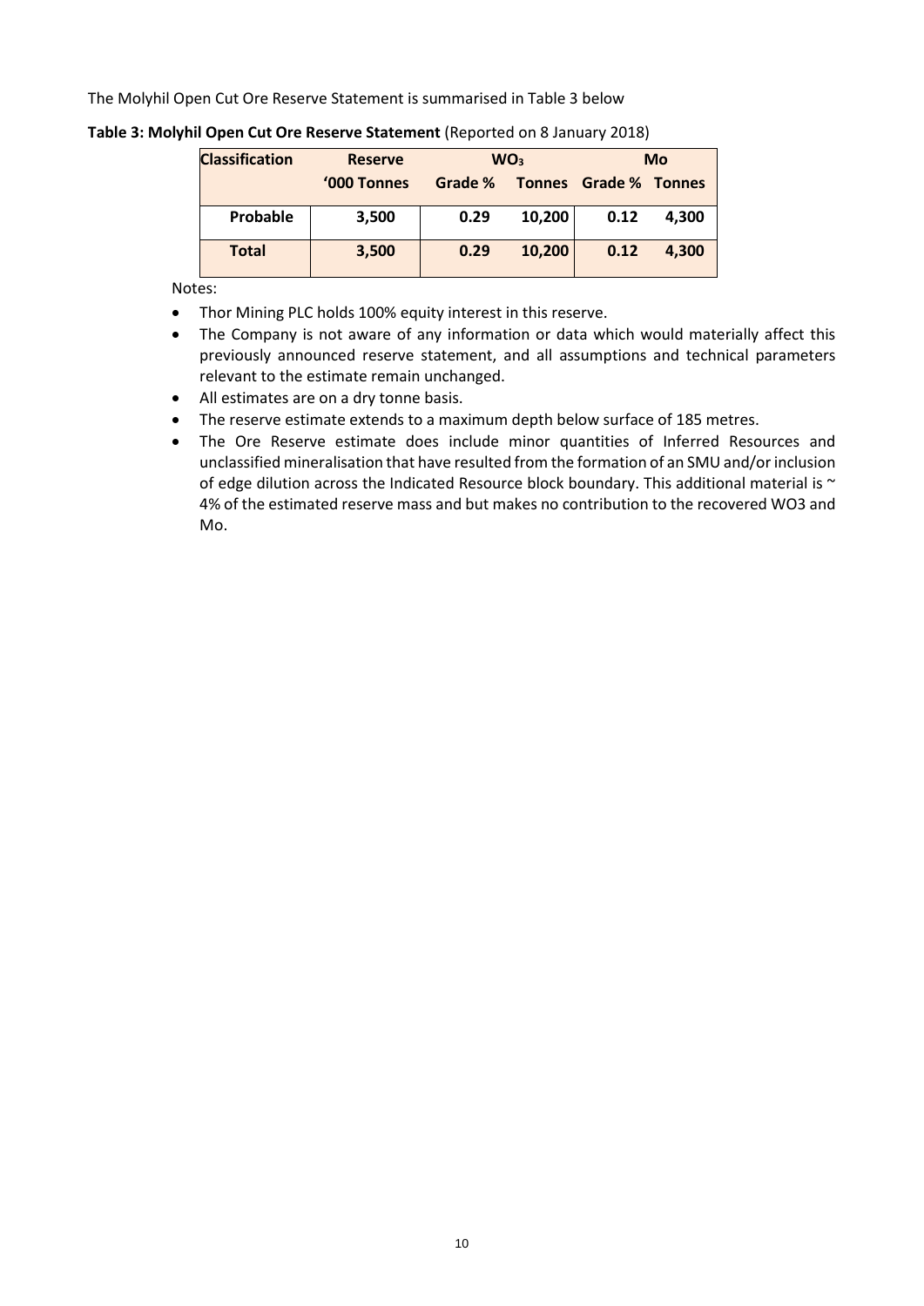The Molyhil Open Cut Ore Reserve Statement is summarised in Table 3 below

**Table 3: Molyhil Open Cut Ore Reserve Statement** (Reported on 8 January 2018)

| Classification | Reserve | $WO_3$ | | Mo | |
|---|---|---|---|---|---|
| | '000 Tonnes | Grade % | Tonnes | Grade % | Tonnes |
| **Probable** | **3,500** | **0.29** | **10,200** | **0.12** | **4,300** |
| **Total** | **3,500** | **0.29** | **10,200** | **0.12** | **4,300** |

Notes:

- Thor Mining PLC holds 100% equity interest in this reserve.
- The Company is not aware of any information or data which would materially affect this previously announced reserve statement, and all assumptions and technical parameters relevant to the estimate remain unchanged.
- All estimates are on a dry tonne basis.
- The reserve estimate extends to a maximum depth below surface of 185 metres.
- The Ore Reserve estimate does include minor quantities of Inferred Resources and unclassified mineralisation that have resulted from the formation of an SMU and/or inclusion of edge dilution across the Indicated Resource block boundary. This additional material is ~ 4% of the estimated reserve mass and but makes no contribution to the recovered WO3 and Mo.